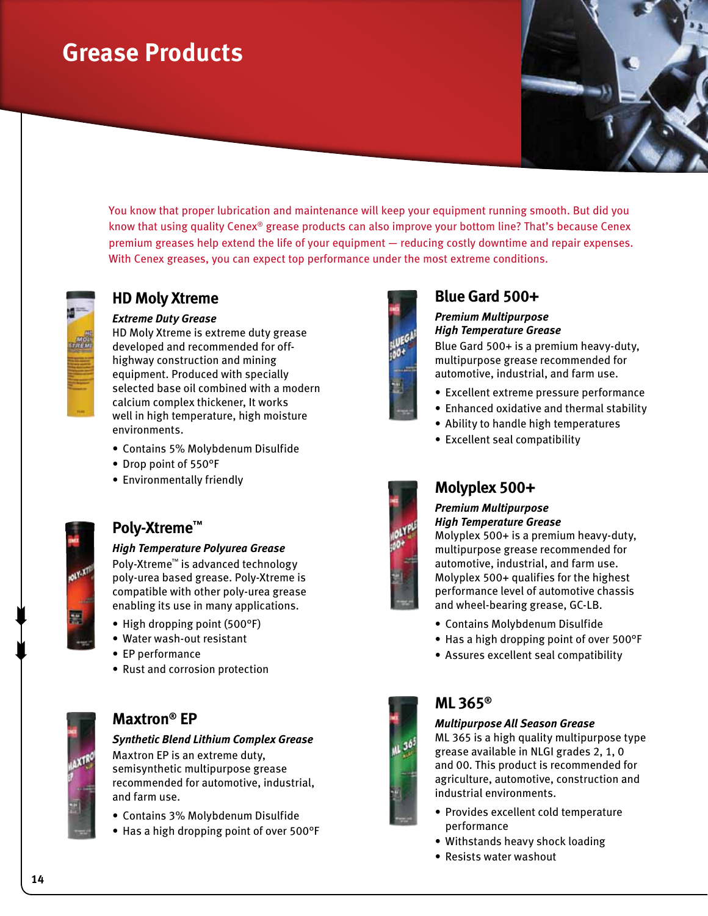# Grease Products

You know that proper lubrication and maintenance will keep your equipment running smooth. But did you know that using quality Cenex® grease products can also improve your bottom line? That's because Cenex premium greases help extend the life of your equipment — reducing costly downtime and repair expenses. With Cenex greases, you can expect top performance under the most extreme conditions.

## HD Moly Xtreme

***Extreme Duty Grease***

HD Moly Xtreme is extreme duty grease developed and recommended for off-highway construction and mining equipment. Produced with specially selected base oil combined with a modern calcium complex thickener, It works well in high temperature, high moisture environments.

- Contains 5% Molybdenum Disulfide
- Drop point of 550°F
- Environmentally friendly

## Poly-Xtreme™

***High Temperature Polyurea Grease***

Poly-Xtreme™ is advanced technology poly-urea based grease. Poly-Xtreme is compatible with other poly-urea grease enabling its use in many applications.

- High dropping point (500°F)
- Water wash-out resistant
- EP performance
- Rust and corrosion protection

## Maxtron® EP

***Synthetic Blend Lithium Complex Grease***

Maxtron EP is an extreme duty, semisynthetic multipurpose grease recommended for automotive, industrial, and farm use.

- Contains 3% Molybdenum Disulfide
- Has a high dropping point of over 500°F

## Blue Gard 500+

***Premium Multipurpose High Temperature Grease***

Blue Gard 500+ is a premium heavy-duty, multipurpose grease recommended for automotive, industrial, and farm use.

- Excellent extreme pressure performance
- Enhanced oxidative and thermal stability
- Ability to handle high temperatures
- Excellent seal compatibility

## Molyplex 500+

***Premium Multipurpose High Temperature Grease***

Molyplex 500+ is a premium heavy-duty, multipurpose grease recommended for automotive, industrial, and farm use. Molyplex 500+ qualifies for the highest performance level of automotive chassis and wheel-bearing grease, GC-LB.

- Contains Molybdenum Disulfide
- Has a high dropping point of over 500°F
- Assures excellent seal compatibility

## ML 365®

***Multipurpose All Season Grease***

ML 365 is a high quality multipurpose type grease available in NLGI grades 2, 1, 0 and 00. This product is recommended for agriculture, automotive, construction and industrial environments.

- Provides excellent cold temperature performance
- Withstands heavy shock loading
- Resists water washout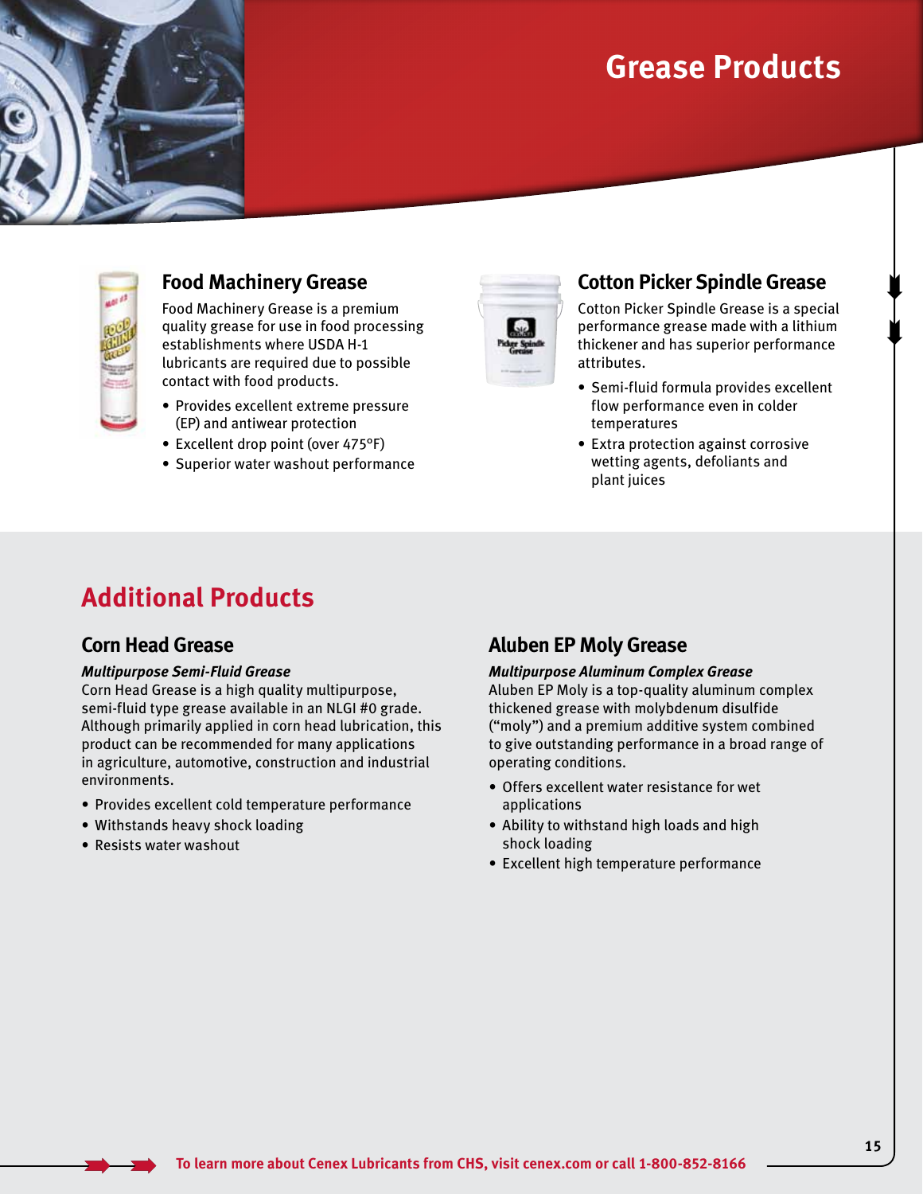# Grease Products

## Food Machinery Grease

Food Machinery Grease is a premium quality grease for use in food processing establishments where USDA H-1 lubricants are required due to possible contact with food products.

- Provides excellent extreme pressure (EP) and antiwear protection
- Excellent drop point (over 475°F)
- Superior water washout performance

## Cotton Picker Spindle Grease

Cotton Picker Spindle Grease is a special performance grease made with a lithium thickener and has superior performance attributes.

- Semi-fluid formula provides excellent flow performance even in colder temperatures
- Extra protection against corrosive wetting agents, defoliants and plant juices

# Additional Products

## Corn Head Grease

***Multipurpose Semi-Fluid Grease***

Corn Head Grease is a high quality multipurpose, semi-fluid type grease available in an NLGI #0 grade. Although primarily applied in corn head lubrication, this product can be recommended for many applications in agriculture, automotive, construction and industrial environments.

- Provides excellent cold temperature performance
- Withstands heavy shock loading
- Resists water washout

## Aluben EP Moly Grease

***Multipurpose Aluminum Complex Grease***

Aluben EP Moly is a top-quality aluminum complex thickened grease with molybdenum disulfide ("moly") and a premium additive system combined to give outstanding performance in a broad range of operating conditions.

- Offers excellent water resistance for wet applications
- Ability to withstand high loads and high shock loading
- Excellent high temperature performance

**To learn more about Cenex Lubricants from CHS, visit cenex.com or call 1-800-852-8166**